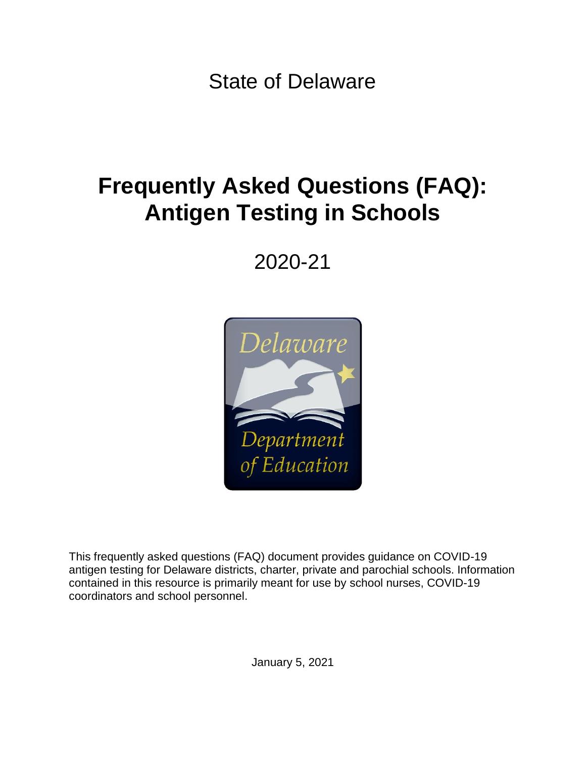State of Delaware

# Frequently Asked Questions (FAQ): Antigen Testing in Schools

2020-21

This frequently asked questions (FAQ) document provides guidance on COVID-19 antigen testing for Delaware districts, charter, private and parochial schools. Information contained in this resource is primarily meant for use by school nurses, COVID-19 coordinators and school personnel.

January 5, 2021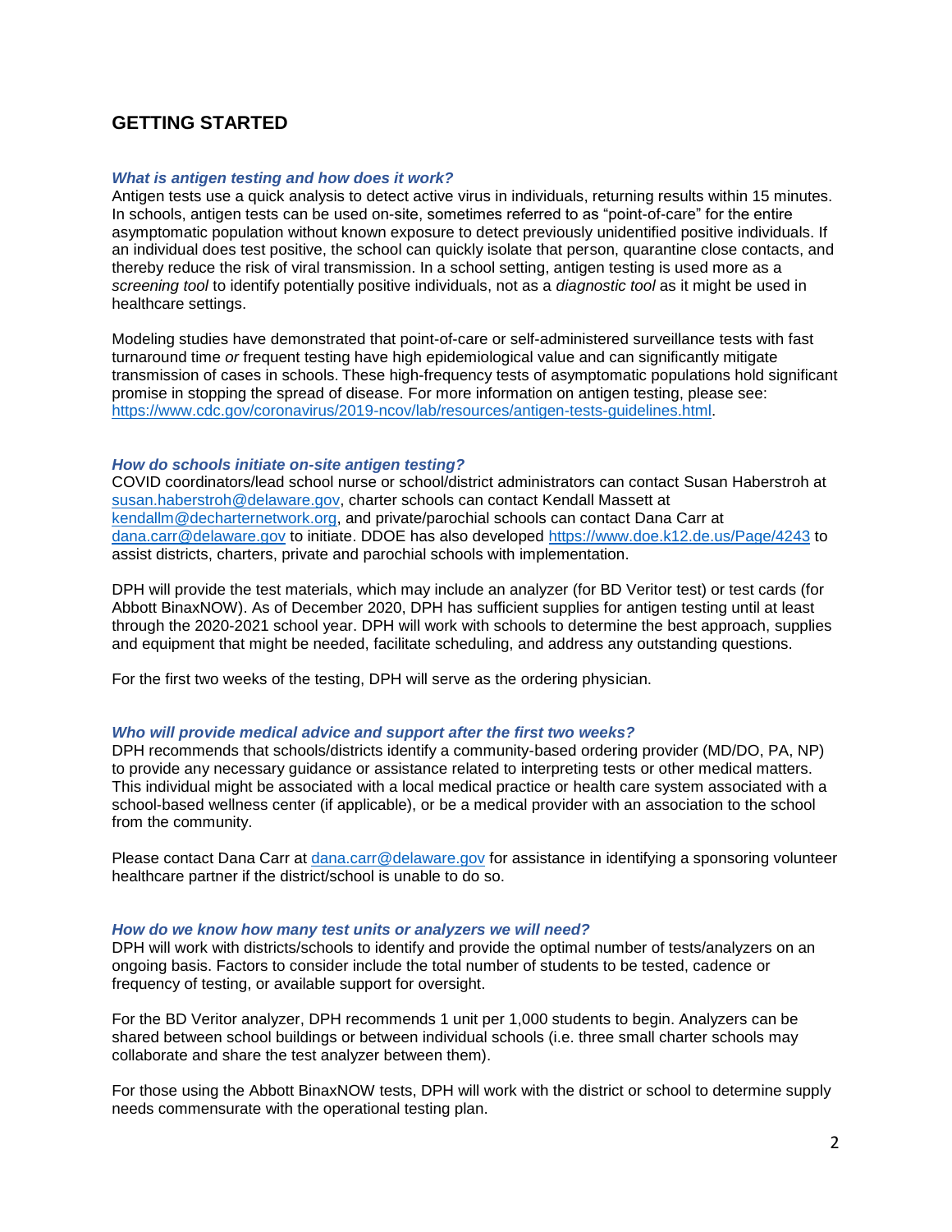## GETTING STARTED

***What is antigen testing and how does it work?***

Antigen tests use a quick analysis to detect active virus in individuals, returning results within 15 minutes. In schools, antigen tests can be used on-site, sometimes referred to as "point-of-care" for the entire asymptomatic population without known exposure to detect previously unidentified positive individuals. If an individual does test positive, the school can quickly isolate that person, quarantine close contacts, and thereby reduce the risk of viral transmission. In a school setting, antigen testing is used more as a *screening tool* to identify potentially positive individuals, not as a *diagnostic tool* as it might be used in healthcare settings.

Modeling studies have demonstrated that point-of-care or self-administered surveillance tests with fast turnaround time *or* frequent testing have high epidemiological value and can significantly mitigate transmission of cases in schools. These high-frequency tests of asymptomatic populations hold significant promise in stopping the spread of disease. For more information on antigen testing, please see: https://www.cdc.gov/coronavirus/2019-ncov/lab/resources/antigen-tests-guidelines.html.

***How do schools initiate on-site antigen testing?***

COVID coordinators/lead school nurse or school/district administrators can contact Susan Haberstroh at susan.haberstroh@delaware.gov, charter schools can contact Kendall Massett at kendallm@decharternetwork.org, and private/parochial schools can contact Dana Carr at dana.carr@delaware.gov to initiate. DDOE has also developed https://www.doe.k12.de.us/Page/4243 to assist districts, charters, private and parochial schools with implementation.

DPH will provide the test materials, which may include an analyzer (for BD Veritor test) or test cards (for Abbott BinaxNOW). As of December 2020, DPH has sufficient supplies for antigen testing until at least through the 2020-2021 school year. DPH will work with schools to determine the best approach, supplies and equipment that might be needed, facilitate scheduling, and address any outstanding questions.

For the first two weeks of the testing, DPH will serve as the ordering physician.

***Who will provide medical advice and support after the first two weeks?***

DPH recommends that schools/districts identify a community-based ordering provider (MD/DO, PA, NP) to provide any necessary guidance or assistance related to interpreting tests or other medical matters. This individual might be associated with a local medical practice or health care system associated with a school-based wellness center (if applicable), or be a medical provider with an association to the school from the community.

Please contact Dana Carr at dana.carr@delaware.gov for assistance in identifying a sponsoring volunteer healthcare partner if the district/school is unable to do so.

***How do we know how many test units or analyzers we will need?***

DPH will work with districts/schools to identify and provide the optimal number of tests/analyzers on an ongoing basis. Factors to consider include the total number of students to be tested, cadence or frequency of testing, or available support for oversight.

For the BD Veritor analyzer, DPH recommends 1 unit per 1,000 students to begin. Analyzers can be shared between school buildings or between individual schools (i.e. three small charter schools may collaborate and share the test analyzer between them).

For those using the Abbott BinaxNOW tests, DPH will work with the district or school to determine supply needs commensurate with the operational testing plan.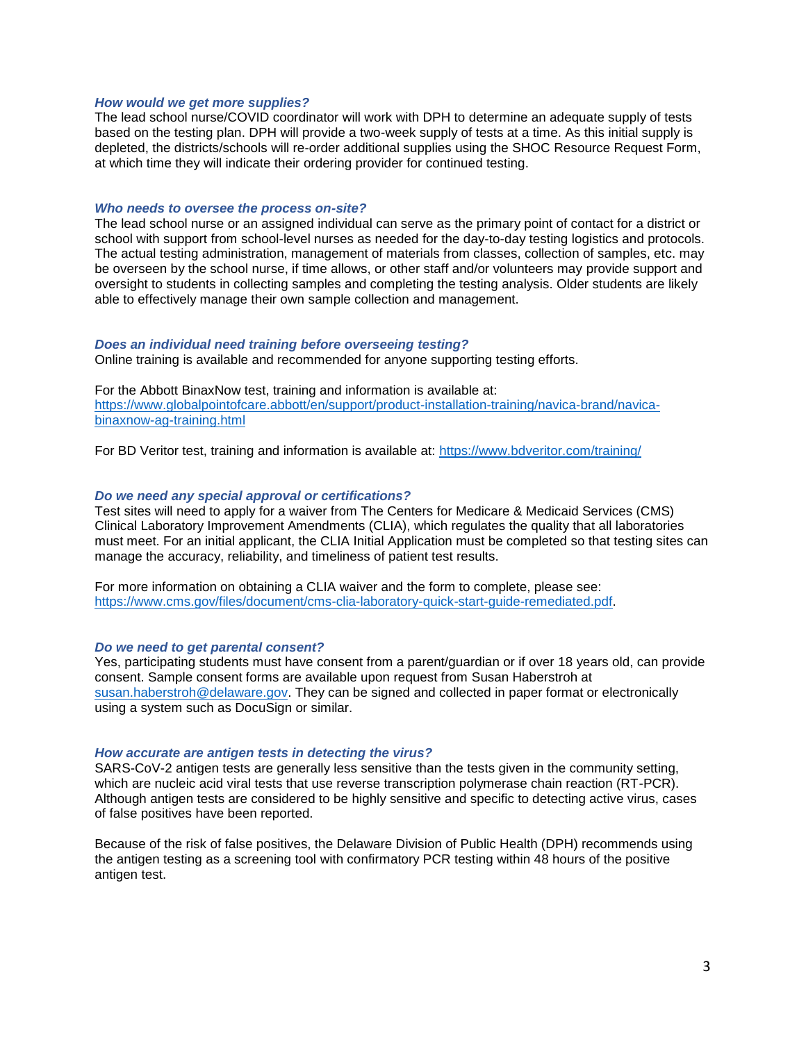### *How would we get more supplies?*

The lead school nurse/COVID coordinator will work with DPH to determine an adequate supply of tests based on the testing plan. DPH will provide a two-week supply of tests at a time. As this initial supply is depleted, the districts/schools will re-order additional supplies using the SHOC Resource Request Form, at which time they will indicate their ordering provider for continued testing.

### *Who needs to oversee the process on-site?*

The lead school nurse or an assigned individual can serve as the primary point of contact for a district or school with support from school-level nurses as needed for the day-to-day testing logistics and protocols. The actual testing administration, management of materials from classes, collection of samples, etc. may be overseen by the school nurse, if time allows, or other staff and/or volunteers may provide support and oversight to students in collecting samples and completing the testing analysis. Older students are likely able to effectively manage their own sample collection and management.

### *Does an individual need training before overseeing testing?*

Online training is available and recommended for anyone supporting testing efforts.

For the Abbott BinaxNow test, training and information is available at: [https://www.globalpointofcare.abbott/en/support/product-installation-training/navica-brand/navica-binaxnow-ag-training.html](https://www.globalpointofcare.abbott/en/support/product-installation-training/navica-brand/navica-binaxnow-ag-training.html)

For BD Veritor test, training and information is available at: [https://www.bdveritor.com/training/](https://www.bdveritor.com/training/)

### *Do we need any special approval or certifications?*

Test sites will need to apply for a waiver from The Centers for Medicare & Medicaid Services (CMS) Clinical Laboratory Improvement Amendments (CLIA), which regulates the quality that all laboratories must meet. For an initial applicant, the CLIA Initial Application must be completed so that testing sites can manage the accuracy, reliability, and timeliness of patient test results.

For more information on obtaining a CLIA waiver and the form to complete, please see: [https://www.cms.gov/files/document/cms-clia-laboratory-quick-start-guide-remediated.pdf](https://www.cms.gov/files/document/cms-clia-laboratory-quick-start-guide-remediated.pdf).

### *Do we need to get parental consent?*

Yes, participating students must have consent from a parent/guardian or if over 18 years old, can provide consent. Sample consent forms are available upon request from Susan Haberstroh at [susan.haberstroh@delaware.gov](mailto:susan.haberstroh@delaware.gov). They can be signed and collected in paper format or electronically using a system such as DocuSign or similar.

### *How accurate are antigen tests in detecting the virus?*

SARS-CoV-2 antigen tests are generally less sensitive than the tests given in the community setting, which are nucleic acid viral tests that use reverse transcription polymerase chain reaction (RT-PCR). Although antigen tests are considered to be highly sensitive and specific to detecting active virus, cases of false positives have been reported.

Because of the risk of false positives, the Delaware Division of Public Health (DPH) recommends using the antigen testing as a screening tool with confirmatory PCR testing within 48 hours of the positive antigen test.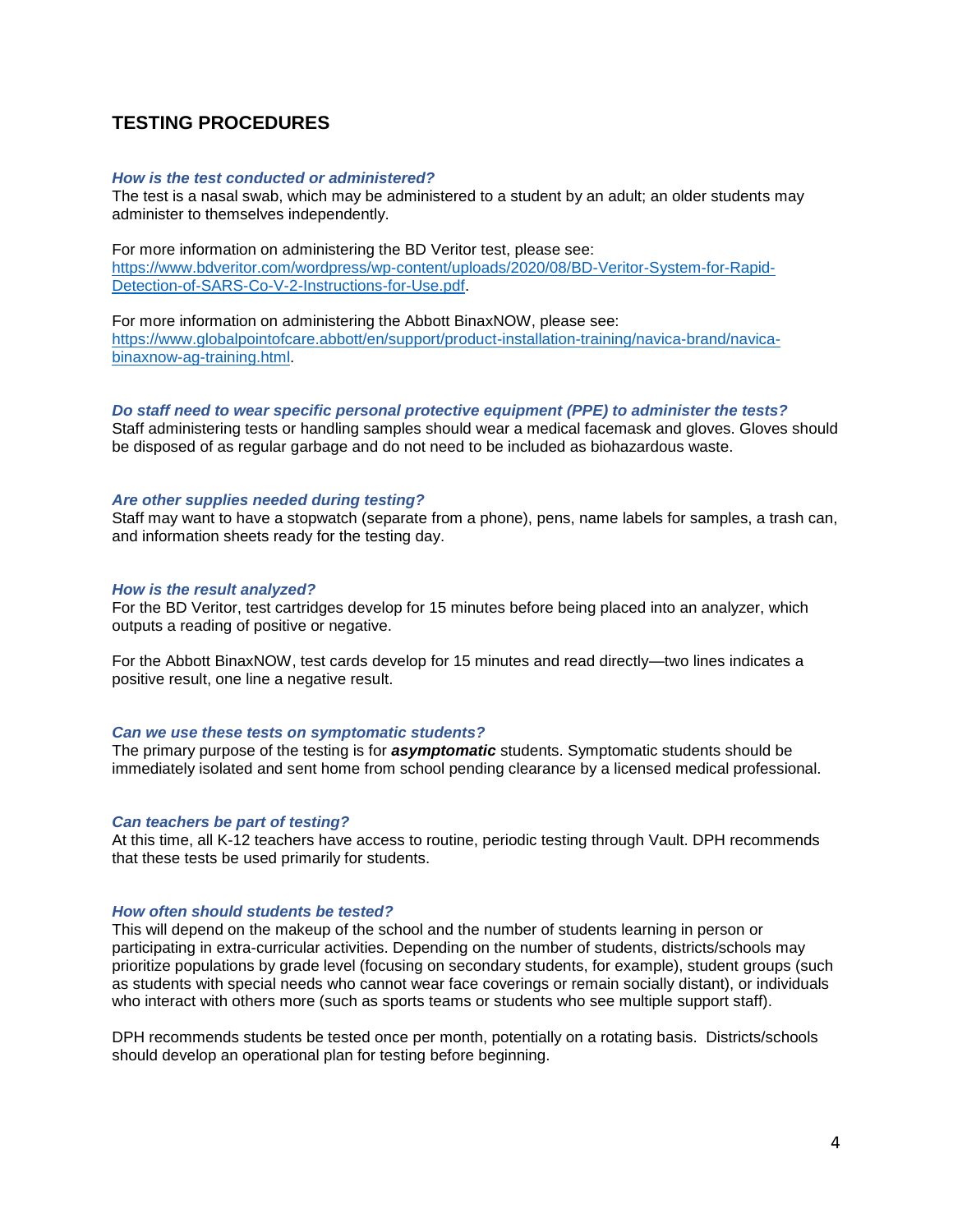## TESTING PROCEDURES

***How is the test conducted or administered?***

The test is a nasal swab, which may be administered to a student by an adult; an older students may administer to themselves independently.

For more information on administering the BD Veritor test, please see: [https://www.bdveritor.com/wordpress/wp-content/uploads/2020/08/BD-Veritor-System-for-Rapid-Detection-of-SARS-Co-V-2-Instructions-for-Use.pdf](https://www.bdveritor.com/wordpress/wp-content/uploads/2020/08/BD-Veritor-System-for-Rapid-Detection-of-SARS-Co-V-2-Instructions-for-Use.pdf).

For more information on administering the Abbott BinaxNOW, please see: [https://www.globalpointofcare.abbott/en/support/product-installation-training/navica-brand/navica-binaxnow-ag-training.html](https://www.globalpointofcare.abbott/en/support/product-installation-training/navica-brand/navica-binaxnow-ag-training.html).

***Do staff need to wear specific personal protective equipment (PPE) to administer the tests?***

Staff administering tests or handling samples should wear a medical facemask and gloves. Gloves should be disposed of as regular garbage and do not need to be included as biohazardous waste.

***Are other supplies needed during testing?***

Staff may want to have a stopwatch (separate from a phone), pens, name labels for samples, a trash can, and information sheets ready for the testing day.

***How is the result analyzed?***

For the BD Veritor, test cartridges develop for 15 minutes before being placed into an analyzer, which outputs a reading of positive or negative.

For the Abbott BinaxNOW, test cards develop for 15 minutes and read directly—two lines indicates a positive result, one line a negative result.

***Can we use these tests on symptomatic students?***

The primary purpose of the testing is for ***asymptomatic*** students. Symptomatic students should be immediately isolated and sent home from school pending clearance by a licensed medical professional.

***Can teachers be part of testing?***

At this time, all K-12 teachers have access to routine, periodic testing through Vault. DPH recommends that these tests be used primarily for students.

***How often should students be tested?***

This will depend on the makeup of the school and the number of students learning in person or participating in extra-curricular activities. Depending on the number of students, districts/schools may prioritize populations by grade level (focusing on secondary students, for example), student groups (such as students with special needs who cannot wear face coverings or remain socially distant), or individuals who interact with others more (such as sports teams or students who see multiple support staff).

DPH recommends students be tested once per month, potentially on a rotating basis. Districts/schools should develop an operational plan for testing before beginning.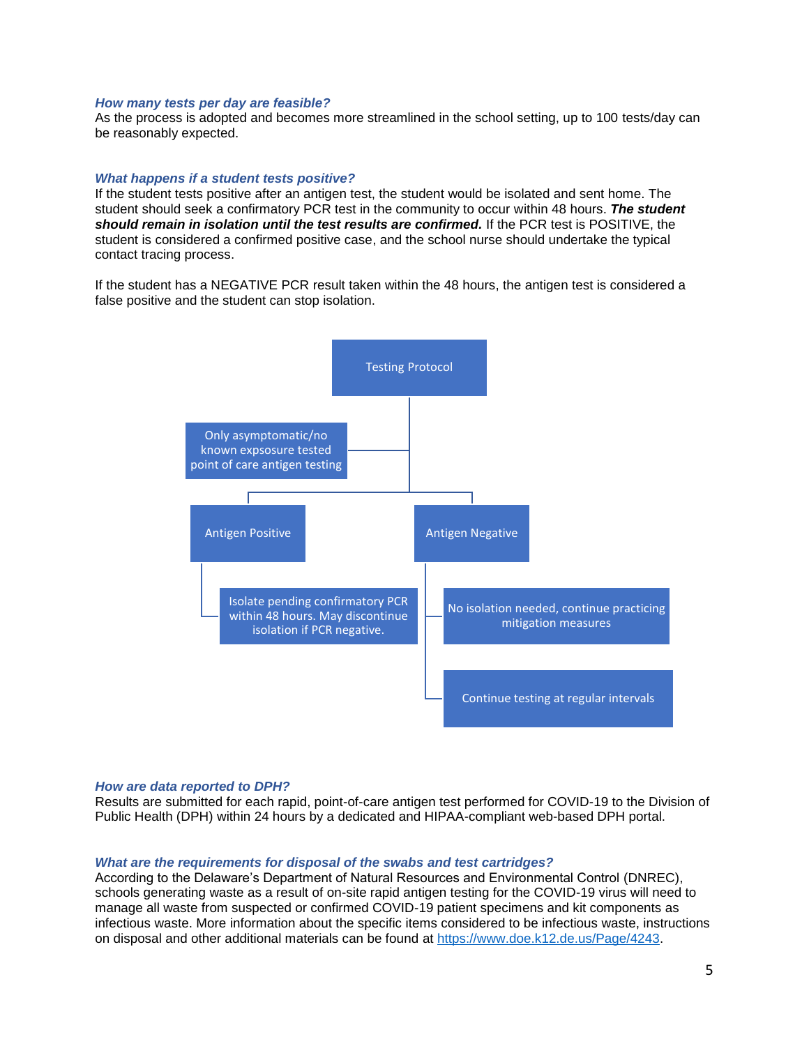### *How many tests per day are feasible?*

As the process is adopted and becomes more streamlined in the school setting, up to 100 tests/day can be reasonably expected.

### *What happens if a student tests positive?*

If the student tests positive after an antigen test, the student would be isolated and sent home. The student should seek a confirmatory PCR test in the community to occur within 48 hours. ***The student should remain in isolation until the test results are confirmed.*** If the PCR test is POSITIVE, the student is considered a confirmed positive case, and the school nurse should undertake the typical contact tracing process.

If the student has a NEGATIVE PCR result taken within the 48 hours, the antigen test is considered a false positive and the student can stop isolation.

Testing Protocol

Only asymptomatic/no known expsosure tested point of care antigen testing

Antigen Positive

Isolate pending confirmatory PCR within 48 hours. May discontinue isolation if PCR negative.

Antigen Negative

No isolation needed, continue practicing mitigation measures

Continue testing at regular intervals

### *How are data reported to DPH?*

Results are submitted for each rapid, point-of-care antigen test performed for COVID-19 to the Division of Public Health (DPH) within 24 hours by a dedicated and HIPAA-compliant web-based DPH portal.

### *What are the requirements for disposal of the swabs and test cartridges?*

According to the Delaware's Department of Natural Resources and Environmental Control (DNREC), schools generating waste as a result of on-site rapid antigen testing for the COVID-19 virus will need to manage all waste from suspected or confirmed COVID-19 patient specimens and kit components as infectious waste. More information about the specific items considered to be infectious waste, instructions on disposal and other additional materials can be found at [https://www.doe.k12.de.us/Page/4243](https://www.doe.k12.de.us/Page/4243).